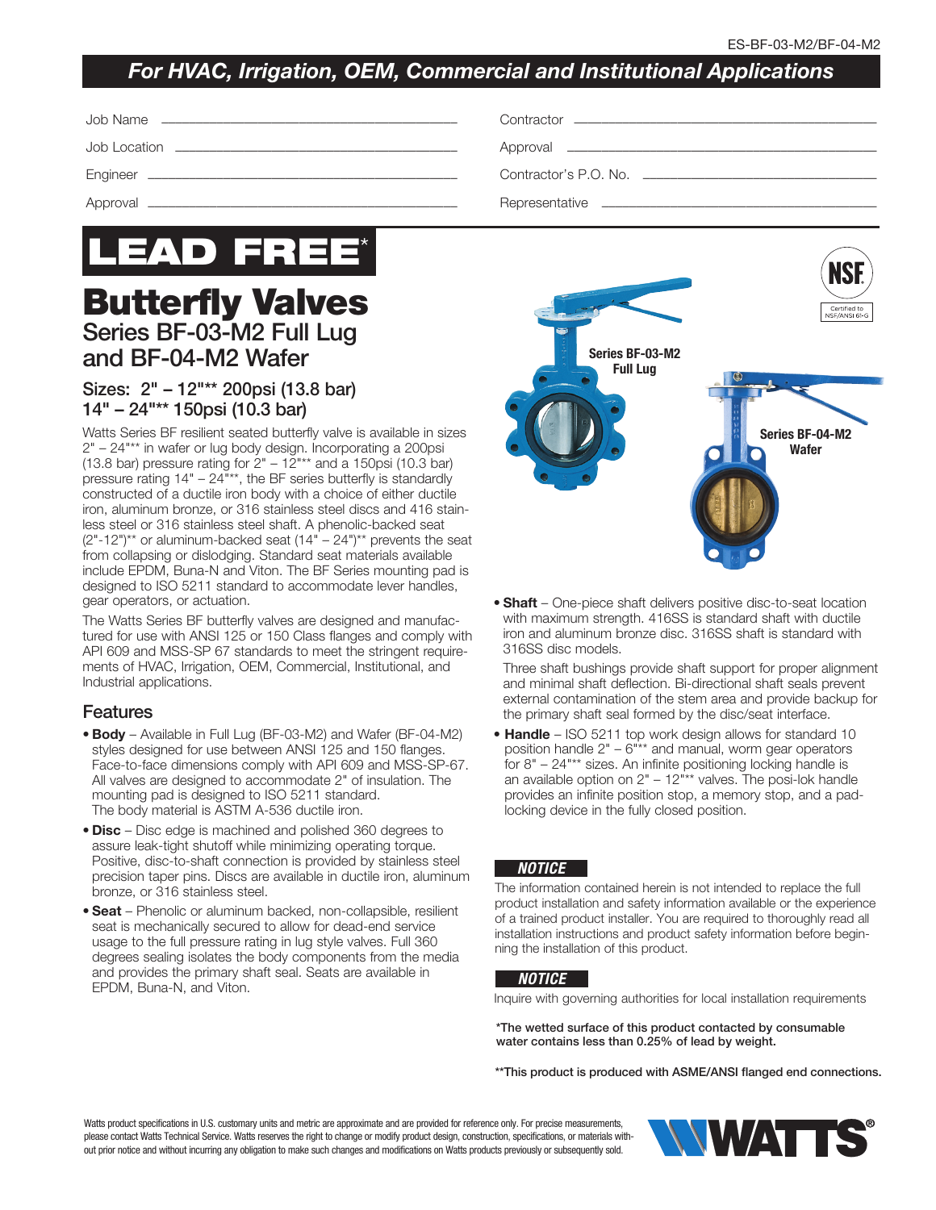ES-BF-03-M2/BF-04-M2

***For HVAC, Irrigation, OEM, Commercial and Institutional Applications***

Job Name ______________________ Contractor ______________________

Job Location ______________________ Approval ______________________

Engineer ______________________ Contractor's P.O. No. ______________________

Approval ______________________ Representative ______________________

# LEAD FREE*

# Butterfly Valves

## Series BF-03-M2 Full Lug and BF-04-M2 Wafer

### Sizes: 2" – 12"** 200psi (13.8 bar) 14" – 24"** 150psi (10.3 bar)

Watts Series BF resilient seated butterfly valve is available in sizes 2" – 24"** in wafer or lug body design. Incorporating a 200psi (13.8 bar) pressure rating for 2" – 12"** and a 150psi (10.3 bar) pressure rating 14" – 24"**, the BF series butterfly is standardly constructed of a ductile iron body with a choice of either ductile iron, aluminum bronze, or 316 stainless steel discs and 416 stainless steel or 316 stainless steel shaft. A phenolic-backed seat (2"-12")** or aluminum-backed seat (14" – 24")** prevents the seat from collapsing or dislodging. Standard seat materials available include EPDM, Buna-N and Viton. The BF Series mounting pad is designed to ISO 5211 standard to accommodate lever handles, gear operators, or actuation.

The Watts Series BF butterfly valves are designed and manufactured for use with ANSI 125 or 150 Class flanges and comply with API 609 and MSS-SP 67 standards to meet the stringent requirements of HVAC, Irrigation, OEM, Commercial, Institutional, and Industrial applications.

Series BF-03-M2 Full Lug

Series BF-04-M2 Wafer

NSF Certified to NSF/ANSI 61-G

## Features

- **Body** – Available in Full Lug (BF-03-M2) and Wafer (BF-04-M2) styles designed for use between ANSI 125 or 150 Class flanges. Face-to-face dimensions comply with API 609 and MSS-SP-67. All valves are designed to accommodate 2" of insulation. The mounting pad is designed to ISO 5211 standard. The body material is ASTM A-536 ductile iron.
- **Disc** – Disc edge is machined and polished 360 degrees to assure leak-tight shutoff while minimizing operating torque. Positive, disc-to-shaft connection is provided by stainless steel precision taper pins. Discs are available in ductile iron, aluminum bronze, or 316 stainless steel.
- **Seat** – Phenolic or aluminum backed, non-collapsible, resilient seat is mechanically secured to allow for dead-end service usage to the full pressure rating in lug style valves. Full 360 degrees sealing isolates the body components from the media and provides the primary shaft seal. Seats are available in EPDM, Buna-N, and Viton.
- **Shaft** – One-piece shaft delivers positive disc-to-seat location with maximum strength. 416SS is standard shaft with ductile iron and aluminum bronze disc. 316SS shaft is standard with 316SS disc models.

  Three shaft bushings provide shaft support for proper alignment and minimal shaft deflection. Bi-directional shaft seals prevent external contamination of the stem area and provide backup for the primary shaft seal formed by the disc/seat interface.
- **Handle** – ISO 5211 top work design allows for standard 10 position handle 2" – 6"** and manual, worm gear operators for 8" – 24"** sizes. An infinite positioning locking handle is an available option on 2" – 12"** valves. The posi-lok handle provides an infinite position stop, a memory stop, and a padlocking device in the fully closed position.

***NOTICE***

The information contained herein is not intended to replace the full product installation and safety information available or the experience of a trained product installer. You are required to thoroughly read all installation instructions and product safety information before beginning the installation of this product.

***NOTICE***

Inquire with governing authorities for local installation requirements

**\*The wetted surface of this product contacted by consumable water contains less than 0.25% of lead by weight.**

**\*\*This product is produced with ASME/ANSI flanged end connections.**

Watts product specifications in U.S. customary units and metric are approximate and are provided for reference only. For precise measurements, please contact Watts Technical Service. Watts reserves the right to change or modify product design, construction, specifications, or materials without prior notice and without incurring any obligation to make such changes and modifications on Watts products previously or subsequently sold.

WATTS®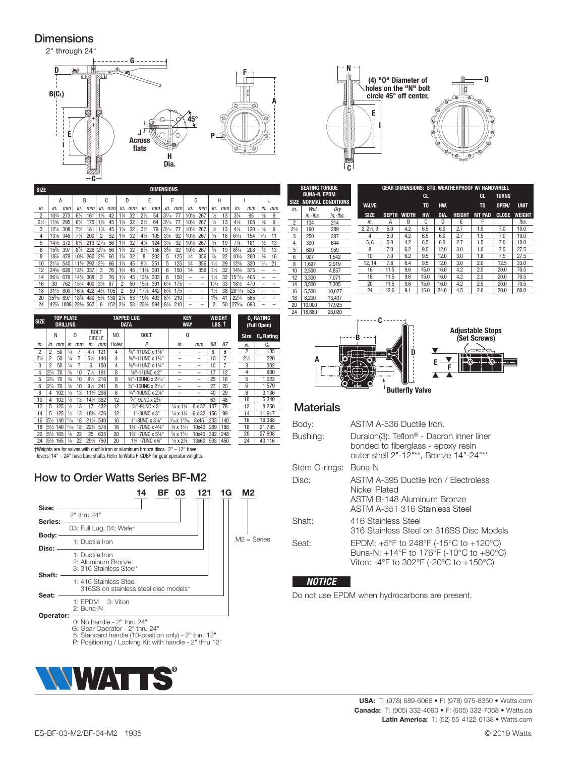## Dimensions

2" through 24"

D
B(CL)
E
I
C
G
J Across flats
H Dia.
45°
F
A
P
N
(4) "O" Diameter of holes on the "N" bolt circle 45° off center.
E
I
C
Q

| SIZE | DIMENSIONS | | | | | | | | | | | | | | | | | | | |
|---|---|---|---|---|---|---|---|---|---|---|---|---|---|---|---|---|---|---|---|---|
| | A | | B | | C | | D | | E | | F | | G | | H | | I | | J | |
| in. | in. | mm | in. | mm | in. | mm | in. | mm | in. | mm | in. | mm | in. | mm | in. | mm | in. | mm | in. | mm |
| 2 | 10¾ | 273 | 6⅜ | 161 | 1⅝ | 42 | 1¼ | 32 | 2⅛ | 54 | 3¹⁄₁₆ | 77 | 10½ | 267 | ½ | 13 | 3¾ | 95 | ⅜ | 9 |
| 2½ | 11⅝ | 295 | 6⅞ | 175 | 1¾ | 45 | 1¼ | 32 | 2½ | 64 | 3¹⁄₁₆ | 77 | 10½ | 267 | ½ | 13 | 4¼ | 108 | ⅜ | 9 |
| 3 | 12⅛ | 308 | 7⅛ | 181 | 1¾ | 45 | 1¼ | 32 | 3⅛ | 79 | 3¹⁄₁₆ | 77 | 10½ | 267 | ½ | 13 | 4¾ | 120 | ⅜ | 9 |
| 4 | 13⅝ | 346 | 7⅞ | 200 | 2 | 52 | 1¼ | 32 | 4⅛ | 105 | 3⅝ | 92 | 10½ | 267 | ⅝ | 16 | 6¹⁄₁₆ | 154 | ⁷⁄₁₆ | 11 |
| 5 | 14⅝ | 372 | 8⅜ | 213 | 2³⁄₁₆ | 56 | 1¼ | 32 | 4⅞ | 124 | 3⅝ | 92 | 10½ | 267 | ¾ | 19 | 7⅛ | 181 | ½ | 13 |
| 6 | 15⅝ | 397 | 8⅞ | 226 | 2³⁄₁₆ | 56 | 1¼ | 32 | 6⅛ | 156 | 3⅝ | 92 | 10½ | 267 | ¾ | 19 | 8³⁄₁₆ | 208 | ½ | 13 |
| 8 | 18⅞ | 479 | 10¼ | 260 | 2⅜ | 60 | 1¼ | 32 | 8 | 202 | 5 | 125 | 14 | 356 | ⅞ | 22 | 10¼ | 260 | ⅝ | 16 |
| 10 | 21¼ | 540 | 11½ | 292 | 2⅝ | 66 | 1¾ | 45 | 9⅞ | 251 | 5 | 125 | 14 | 356 | 1⅛ | 29 | 12⅝ | 320 | ¹³⁄₁₆ | 21 |
| 12 | 24⅝ | 626 | 13¼ | 337 | 3 | 76 | 1¾ | 45 | 11⅞ | 301 | 6 | 150 | 14 | 356 | 1¼ | 32 | 14¾ | 375 | – | – |
| 14 | 26¾ | 679 | 14½ | 368 | 3 | 76 | 1¾ | 45 | 13⅛ | 333 | 6 | 150 | – | – | 1¼ | 32 | 15¹⁵⁄₁₆ | 405 | – | – |
| 16 | 30 | 762 | 15¾ | 400 | 3⅜ | 87 | 2 | 50 | 15⅜ | 391 | 6⅞ | 175 | – | – | 1⁵⁄₁₆ | 33 | 18½ | 470 | – | – |
| 18 | 31½ | 800 | 16⅝ | 422 | 4⅛ | 105 | 2 | 50 | 17⅜ | 442 | 6⅞ | 175 | – | – | 1½ | 38 | 20¹¹⁄₁₆ | 525 | – | – |
| 20 | 35⁵⁄₁₆ | 897 | 18⅞ | 480 | 5⅛ | 130 | 2⅛ | 53 | 19⅜ | 493 | 8¼ | 210 | – | – | 1⅝ | 41 | 22¼ | 565 | – | – |
| 24 | 42⅞ | 1088 | 22⅛ | 562 | 6 | 152 | 2¼ | 58 | 23⅜ | 594 | 8¼ | 210 | – | – | 2 | 50 | 27⁵⁄₁₆ | 693 | – | – |

| SIZE | SEATING TORQUE BUNA-N, EPDM NORMAL CONDITIONS | |
|---|---|---|
| in. | Wet in.-lbs. | Dry in.-lbs. |
| 2 | 134 | 214 |
| 2½ | 190 | 289 |
| 3 | 250 | 387 |
| 4 | 390 | 644 |
| 5 | 600 | 959 |
| 6 | 907 | 1,542 |
| 8 | 1,697 | 2,919 |
| 10 | 2,500 | 4,857 |
| 12 | 3,300 | 7,071 |
| 14 | 3,500 | 7,305 |
| 16 | 5,500 | 10,027 |
| 18 | 8,200 | 13,437 |
| 20 | 10,000 | 17,925 |
| 24 | 18,680 | 28,020 |

| GEAR DIMENSIONS: STD. WEATHERPROOF W/ HANDWHEEL | | | | | | | | |
|---|---|---|---|---|---|---|---|---|
| VALVE SIZE | DEPTH | WIDTH | CL TO HW | HW. DIA. | HEIGHT | CL TO MT PAD | TURNS OPEN/ CLOSE | UNIT WEIGHT |
| in. | A | B | C | D | E | F | | lbs. |
| 2, 2½, 3 | 5.0 | 4.2 | 6.5 | 6.0 | 2.7 | 1.5 | 7.0 | 10.0 |
| 4 | 5.0 | 4.2 | 6.5 | 6.0 | 2.7 | 1.5 | 7.0 | 10.0 |
| 5, 6 | 5.0 | 4.2 | 6.5 | 6.0 | 2.7 | 1.5 | 7.0 | 10.0 |
| 8 | 7.0 | 6.2 | 9.5 | 12.0 | 3.0 | 1.8 | 7.5 | 27.5 |
| 10 | 7.0 | 6.2 | 9.5 | 12.0 | 3.0 | 1.8 | 7.5 | 27.5 |
| 12, 14 | 7.8 | 6.4 | 9.5 | 12.0 | 3.0 | 2.0 | 12.5 | 33.0 |
| 16 | 11.5 | 9.6 | 15.0 | 16.0 | 4.2 | 2.5 | 20.0 | 70.5 |
| 18 | 11.5 | 9.6 | 15.0 | 16.0 | 4.2 | 2.5 | 20.0 | 70.5 |
| 20 | 11.5 | 9.6 | 15.0 | 16.0 | 4.2 | 2.5 | 20.0 | 70.5 |
| 24 | 12.6 | 9.1 | 15.0 | 24.0 | 4.5 | 2.0 | 20.0 | 80.0 |

| SIZE | TOP PLATE DRILLING | | | | TAPPED LUG DATA | | | | KEY WAY | | WEIGHT LBS. † | |
|---|---|---|---|---|---|---|---|---|---|---|---|---|
| | N | | O | | BOLT CIRCLE | | NO. | BOLT | Q | | | |
| in. | in. | mm | in. | mm | in. | mm | Holes | P | in. | mm | 88 | 87 |
| 2 | 2 | 50 | ¼ | 7 | 4¼ | 121 | 4 | ⅝"-11UNC x 1⅝" | – | – | 8 | 6 |
| 2½ | 2 | 50 | ¼ | 7 | 5½ | 140 | 4 | ⅝"-11UNC x 1¾" | – | – | 10 | 7 |
| 3 | 2 | 50 | ¼ | 7 | 6 | 150 | 4 | ⅝"-11UNC x 1¾" | – | – | 10 | 7 |
| 4 | 2¾ | 70 | ⅜ | 10 | 7½ | 191 | 8 | ⅝"-11UNC x 2" | – | – | 17 | 12 |
| 5 | 2¾ | 70 | ⅜ | 10 | 8½ | 216 | 8 | ¾"-10UNC x 2³⁄₁₆" | – | – | 25 | 16 |
| 6 | 2¾ | 70 | ⅜ | 10 | 9½ | 241 | 8 | ¾"-10UNC x 2³⁄₁₆" | – | – | 27 | 20 |
| 8 | 4 | 102 | ½ | 13 | 11¾ | 298 | 8 | ¾"-10UNC x 2⅜" | – | – | 40 | 29 |
| 10 | 4 | 102 | ½ | 13 | 14¼ | 362 | 12 | ⅞"-9UNC x 2⅝" | – | – | 63 | 48 |
| 12 | 5 | 125 | ½ | 13 | 17 | 432 | 12 | ⅞"-9UNC x 3" | ¼ x 1¼ | 6 x 32 | 107 | 78 |
| 14 | 5 | 125 | ½ | 13 | 18¾ | 476 | 12 | 1"-8UNC x 3" | ¼ x 1¼ | 6 x 32 | 156 | 99 |
| 16 | 5½ | 140 | ¹¹⁄₁₆ | 18 | 21¼ | 540 | 16 | 1"-8UNC x 3⅜" | ⁵⁄₁₆ x 1⁵⁄₁₆ | 8x46 | 203 | 140 |
| 18 | 5½ | 140 | ¹¹⁄₁₆ | 18 | 22¾ | 578 | 16 | 1⅛"-7UNC x 4⅛" | ⅜ x 1⁹⁄₁₆ | 10x40 | 269 | 188 |
| 20 | 5½ | 165 | ⅞ | 22 | 25 | 635 | 20 | 1⅛"-7UNC x 5⅛" | ⅜ x 1⁹⁄₁₆ | 10x40 | 392 | 248 |
| 24 | 5½ | 165 | ⅞ | 22 | 29½ | 750 | 20 | 1¼"-7UNC x 6" | ½ x 2⅜ | 13x60 | 593 | 450 |

†Weights are for valves with ductile iron or aluminum bronze discs. 2" – 12" have levers; 14" – 24" have bare shafts. Refer to Watts F-CDBF for gear operator weights.

| Size | $C_V$ Rating (Full Open) |
|---|---|
| in. | $C_V$ |
| 2 | 135 |
| 2½ | 220 |
| 3 | 302 |
| 4 | 600 |
| 5 | 1,022 |
| 6 | 1,579 |
| 8 | 3,136 |
| 10 | 5,340 |
| 12 | 8,250 |
| 14 | 11,917 |
| 16 | 16,388 |
| 18 | 21,705 |
| 20 | 27,908 |
| 24 | 43,116 |

C
B
A
D
Adjustable Stops (Set Screws)
E
F
Butterfly Valve

## How to Order Watts Series BF-M2

14 BF 03 121 1G M2

**Size:**
2" thru 24"

**Series:**
03: Full Lug, 04; Wafer

**Body:**
1: Ductile Iron

**Disc:**
1: Ductile Iron
2: Aluminum Bronze
3: 316 Stainless Steel*

**Shaft:**
1: 416 Stainless Steel
316SS on stainless steel disc models*

**Seat:**
1: EPDM 3: Viton
2: Buna-N

**Operator:**
0: No handle - 2" thru 24"
G: Gear Operator - 2" thru 24"
5: Standard handle (10-position only) - 2" thru 12"
P: Positioning / Locking Kit with handle - 2" thru 12"

M2 = Series

## Materials

| | |
|---|---|
| Body: | ASTM A-536 Ductile Iron. |
| Bushing: | Duralon(3): Teflon® - Dacron inner liner bonded to fiberglass - epoxy resin outer shell 2"-12"**, Bronze 14"-24"** |
| Stem O-rings: | Buna-N |
| Disc: | ASTM A-395 Ductile Iron / Electroless Nickel Plated<br>ASTM B-148 Aluminum Bronze<br>ASTM A-351 316 Stainless Steel |
| Shaft: | 416 Stainless Steel<br>316 Stainless Steel on 316SS Disc Models |
| Seat: | EPDM: +5°F to 248°F (-15°C to +120°C)<br>Buna-N: +14°F to 176°F (-10°C to +80°C)<br>Viton: -4°F to 302°F (-20°C to +150°C) |

***NOTICE***

Do not use EPDM when hydrocarbons are present.

WATTS®

**USA:** T: (978) 689-6066 • F: (978) 975-8350 • Watts.com
**Canada:** T: (905) 332-4090 • F: (905) 332-7068 • Watts.ca
**Latin America:** T: (52) 55-4122-0138 • Watts.com

ES-BF-03-M2/BF-04-M2 1935

© 2019 Watts